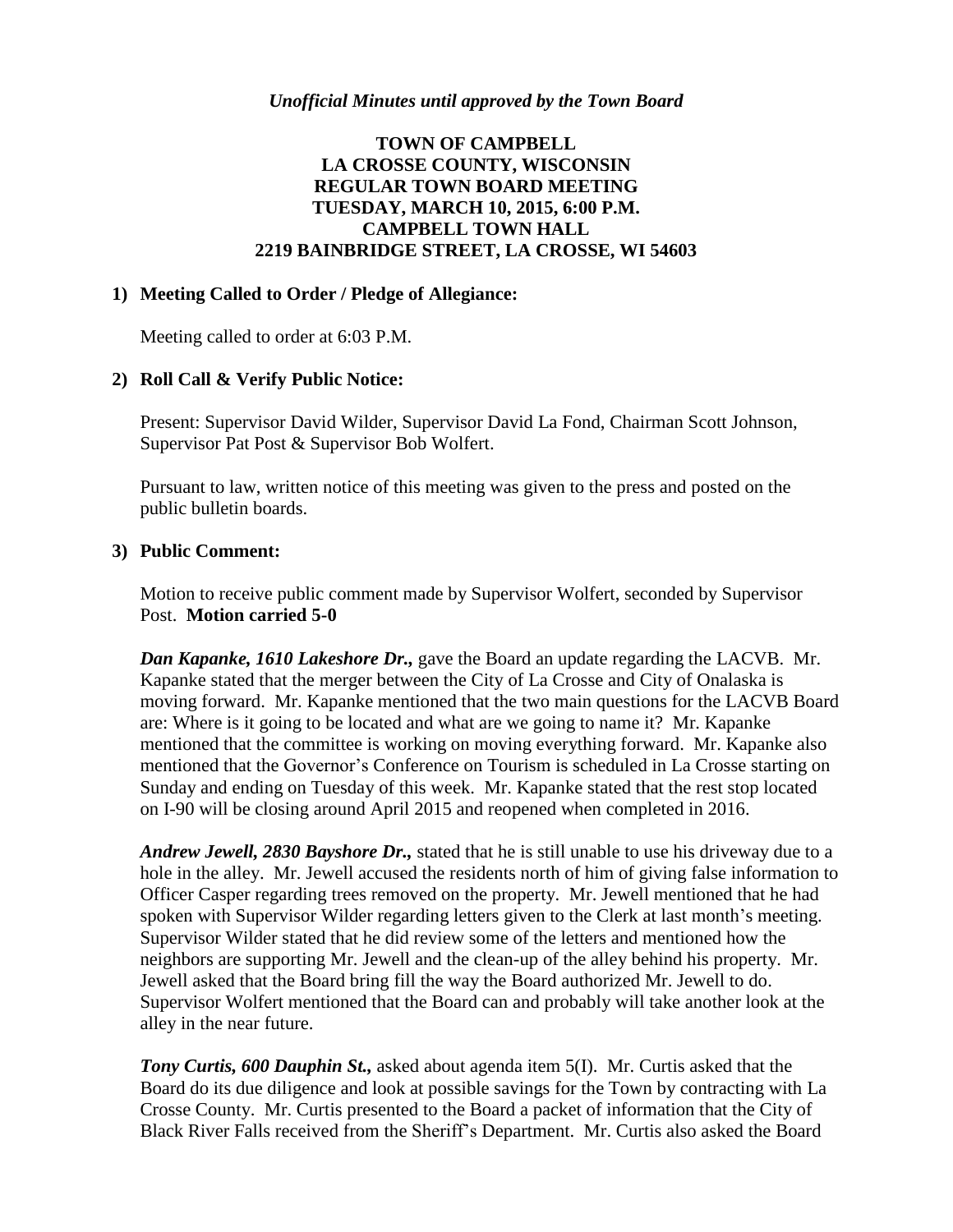*Unofficial Minutes until approved by the Town Board*

# TOWN OF CAMPBELL
# LA CROSSE COUNTY, WISCONSIN
# REGULAR TOWN BOARD MEETING
# TUESDAY, MARCH 10, 2015, 6:00 P.M.
# CAMPBELL TOWN HALL
# 2219 BAINBRIDGE STREET, LA CROSSE, WI 54603

## 1) Meeting Called to Order / Pledge of Allegiance:

Meeting called to order at 6:03 P.M.

## 2) Roll Call & Verify Public Notice:

Present: Supervisor David Wilder, Supervisor David La Fond, Chairman Scott Johnson, Supervisor Pat Post & Supervisor Bob Wolfert.

Pursuant to law, written notice of this meeting was given to the press and posted on the public bulletin boards.

## 3) Public Comment:

Motion to receive public comment made by Supervisor Wolfert, seconded by Supervisor Post. **Motion carried 5-0**

***Dan Kapanke, 1610 Lakeshore Dr.,*** gave the Board an update regarding the LACVB. Mr. Kapanke stated that the merger between the City of La Crosse and City of Onalaska is moving forward. Mr. Kapanke mentioned that the two main questions for the LACVB Board are: Where is it going to be located and what are we going to name it? Mr. Kapanke mentioned that the committee is working on moving everything forward. Mr. Kapanke also mentioned that the Governor's Conference on Tourism is scheduled in La Crosse starting on Sunday and ending on Tuesday of this week. Mr. Kapanke stated that the rest stop located on I-90 will be closing around April 2015 and reopened when completed in 2016.

***Andrew Jewell, 2830 Bayshore Dr.,*** stated that he is still unable to use his driveway due to a hole in the alley. Mr. Jewell accused the residents north of him of giving false information to Officer Casper regarding trees removed on the property. Mr. Jewell mentioned that he had spoken with Supervisor Wilder regarding letters given to the Clerk at last month's meeting. Supervisor Wilder stated that he did review some of the letters and mentioned how the neighbors are supporting Mr. Jewell and the clean-up of the alley behind his property. Mr. Jewell asked that the Board bring fill the way the Board authorized Mr. Jewell to do. Supervisor Wolfert mentioned that the Board can and probably will take another look at the alley in the near future.

***Tony Curtis, 600 Dauphin St.,*** asked about agenda item 5(I). Mr. Curtis asked that the Board do its due diligence and look at possible savings for the Town by contracting with La Crosse County. Mr. Curtis presented to the Board a packet of information that the City of Black River Falls received from the Sheriff's Department. Mr. Curtis also asked the Board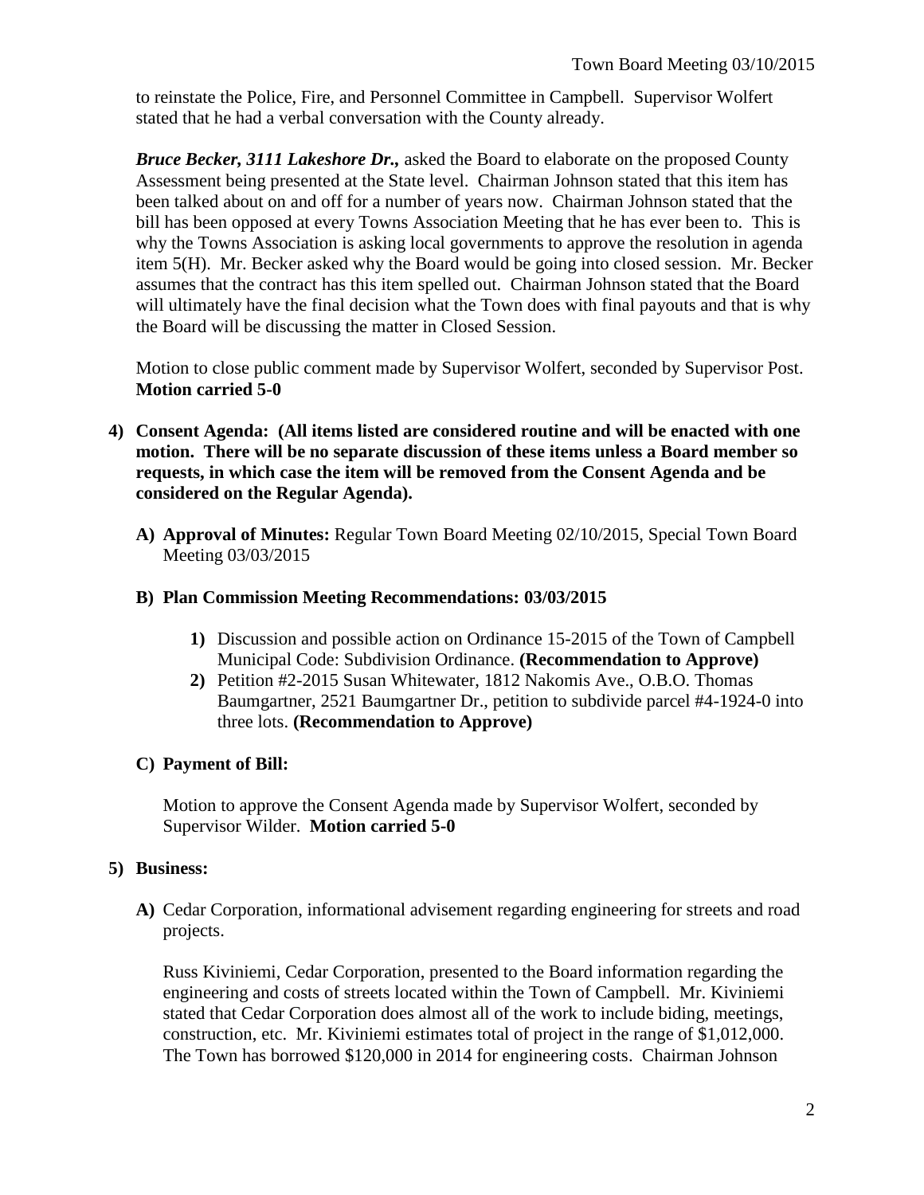to reinstate the Police, Fire, and Personnel Committee in Campbell. Supervisor Wolfert stated that he had a verbal conversation with the County already.

***Bruce Becker, 3111 Lakeshore Dr.,*** asked the Board to elaborate on the proposed County Assessment being presented at the State level. Chairman Johnson stated that this item has been talked about on and off for a number of years now. Chairman Johnson stated that the bill has been opposed at every Towns Association Meeting that he has ever been to. This is why the Towns Association is asking local governments to approve the resolution in agenda item 5(H). Mr. Becker asked why the Board would be going into closed session. Mr. Becker assumes that the contract has this item spelled out. Chairman Johnson stated that the Board will ultimately have the final decision what the Town does with final payouts and that is why the Board will be discussing the matter in Closed Session.

Motion to close public comment made by Supervisor Wolfert, seconded by Supervisor Post. **Motion carried 5-0**

**4) Consent Agenda: (All items listed are considered routine and will be enacted with one motion. There will be no separate discussion of these items unless a Board member so requests, in which case the item will be removed from the Consent Agenda and be considered on the Regular Agenda).**

**A) Approval of Minutes:** Regular Town Board Meeting 02/10/2015, Special Town Board Meeting 03/03/2015

**B) Plan Commission Meeting Recommendations: 03/03/2015**

**1)** Discussion and possible action on Ordinance 15-2015 of the Town of Campbell Municipal Code: Subdivision Ordinance. **(Recommendation to Approve)**

**2)** Petition #2-2015 Susan Whitewater, 1812 Nakomis Ave., O.B.O. Thomas Baumgartner, 2521 Baumgartner Dr., petition to subdivide parcel #4-1924-0 into three lots. **(Recommendation to Approve)**

**C) Payment of Bill:**

Motion to approve the Consent Agenda made by Supervisor Wolfert, seconded by Supervisor Wilder. **Motion carried 5-0**

**5) Business:**

**A)** Cedar Corporation, informational advisement regarding engineering for streets and road projects.

Russ Kiviniemi, Cedar Corporation, presented to the Board information regarding the engineering and costs of streets located within the Town of Campbell. Mr. Kiviniemi stated that Cedar Corporation does almost all of the work to include biding, meetings, construction, etc. Mr. Kiviniemi estimates total of project in the range of $1,012,000. The Town has borrowed $120,000 in 2014 for engineering costs. Chairman Johnson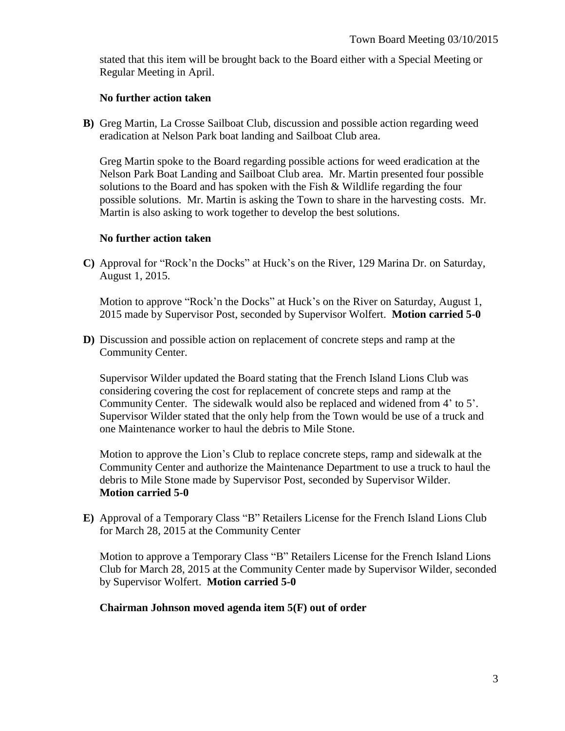stated that this item will be brought back to the Board either with a Special Meeting or Regular Meeting in April.

**No further action taken**

**B)** Greg Martin, La Crosse Sailboat Club, discussion and possible action regarding weed eradication at Nelson Park boat landing and Sailboat Club area.

Greg Martin spoke to the Board regarding possible actions for weed eradication at the Nelson Park Boat Landing and Sailboat Club area. Mr. Martin presented four possible solutions to the Board and has spoken with the Fish & Wildlife regarding the four possible solutions. Mr. Martin is asking the Town to share in the harvesting costs. Mr. Martin is also asking to work together to develop the best solutions.

**No further action taken**

**C)** Approval for "Rock'n the Docks" at Huck's on the River, 129 Marina Dr. on Saturday, August 1, 2015.

Motion to approve "Rock'n the Docks" at Huck's on the River on Saturday, August 1, 2015 made by Supervisor Post, seconded by Supervisor Wolfert. **Motion carried 5-0**

**D)** Discussion and possible action on replacement of concrete steps and ramp at the Community Center.

Supervisor Wilder updated the Board stating that the French Island Lions Club was considering covering the cost for replacement of concrete steps and ramp at the Community Center. The sidewalk would also be replaced and widened from 4' to 5'. Supervisor Wilder stated that the only help from the Town would be use of a truck and one Maintenance worker to haul the debris to Mile Stone.

Motion to approve the Lion's Club to replace concrete steps, ramp and sidewalk at the Community Center and authorize the Maintenance Department to use a truck to haul the debris to Mile Stone made by Supervisor Post, seconded by Supervisor Wilder. **Motion carried 5-0**

**E)** Approval of a Temporary Class "B" Retailers License for the French Island Lions Club for March 28, 2015 at the Community Center

Motion to approve a Temporary Class "B" Retailers License for the French Island Lions Club for March 28, 2015 at the Community Center made by Supervisor Wilder, seconded by Supervisor Wolfert. **Motion carried 5-0**

**Chairman Johnson moved agenda item 5(F) out of order**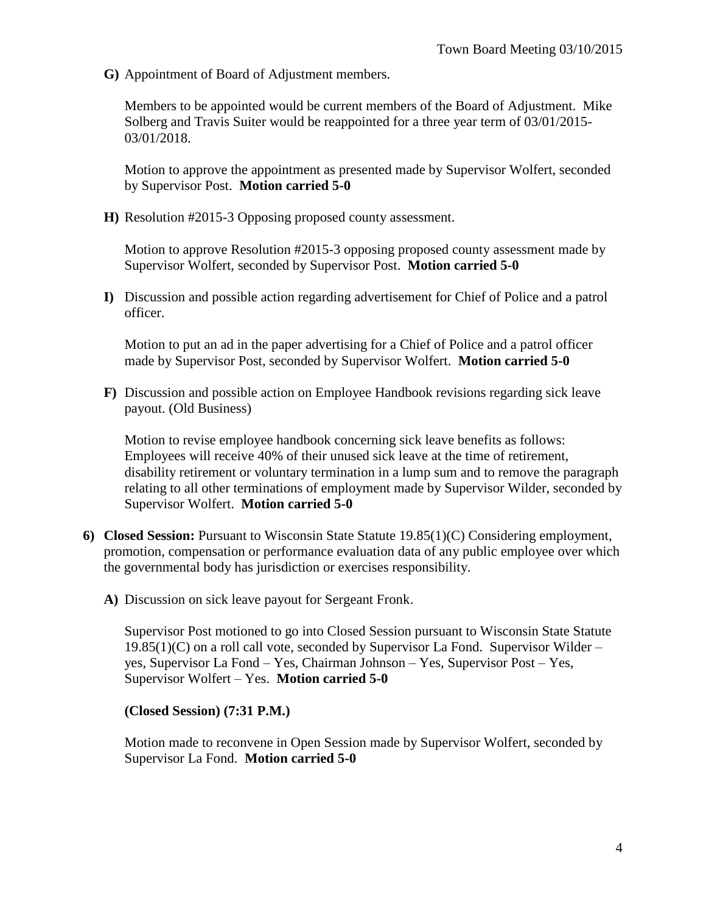**G)** Appointment of Board of Adjustment members.

Members to be appointed would be current members of the Board of Adjustment. Mike Solberg and Travis Suiter would be reappointed for a three year term of 03/01/2015-03/01/2018.

Motion to approve the appointment as presented made by Supervisor Wolfert, seconded by Supervisor Post. **Motion carried 5-0**

**H)** Resolution #2015-3 Opposing proposed county assessment.

Motion to approve Resolution #2015-3 opposing proposed county assessment made by Supervisor Wolfert, seconded by Supervisor Post. **Motion carried 5-0**

**I)** Discussion and possible action regarding advertisement for Chief of Police and a patrol officer.

Motion to put an ad in the paper advertising for a Chief of Police and a patrol officer made by Supervisor Post, seconded by Supervisor Wolfert. **Motion carried 5-0**

**F)** Discussion and possible action on Employee Handbook revisions regarding sick leave payout. (Old Business)

Motion to revise employee handbook concerning sick leave benefits as follows: Employees will receive 40% of their unused sick leave at the time of retirement, disability retirement or voluntary termination in a lump sum and to remove the paragraph relating to all other terminations of employment made by Supervisor Wilder, seconded by Supervisor Wolfert. **Motion carried 5-0**

**6) Closed Session:** Pursuant to Wisconsin State Statute 19.85(1)(C) Considering employment, promotion, compensation or performance evaluation data of any public employee over which the governmental body has jurisdiction or exercises responsibility.

**A)** Discussion on sick leave payout for Sergeant Fronk.

Supervisor Post motioned to go into Closed Session pursuant to Wisconsin State Statute 19.85(1)(C) on a roll call vote, seconded by Supervisor La Fond. Supervisor Wilder – yes, Supervisor La Fond – Yes, Chairman Johnson – Yes, Supervisor Post – Yes, Supervisor Wolfert – Yes. **Motion carried 5-0**

**(Closed Session) (7:31 P.M.)**

Motion made to reconvene in Open Session made by Supervisor Wolfert, seconded by Supervisor La Fond. **Motion carried 5-0**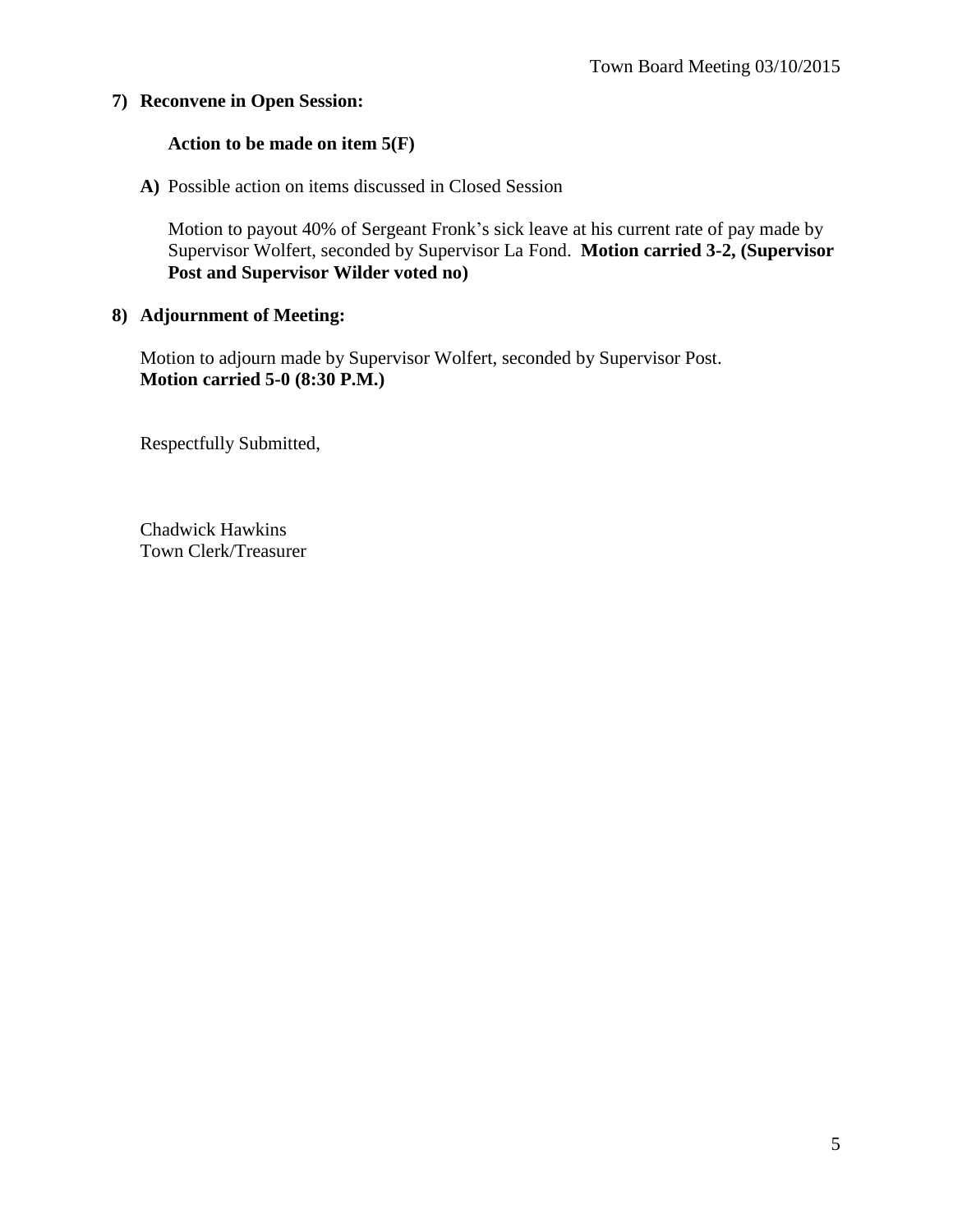**7) Reconvene in Open Session:**

**Action to be made on item 5(F)**

**A)** Possible action on items discussed in Closed Session

Motion to payout 40% of Sergeant Fronk's sick leave at his current rate of pay made by Supervisor Wolfert, seconded by Supervisor La Fond. **Motion carried 3-2, (Supervisor Post and Supervisor Wilder voted no)**

**8) Adjournment of Meeting:**

Motion to adjourn made by Supervisor Wolfert, seconded by Supervisor Post.
**Motion carried 5-0 (8:30 P.M.)**

Respectfully Submitted,

Chadwick Hawkins
Town Clerk/Treasurer